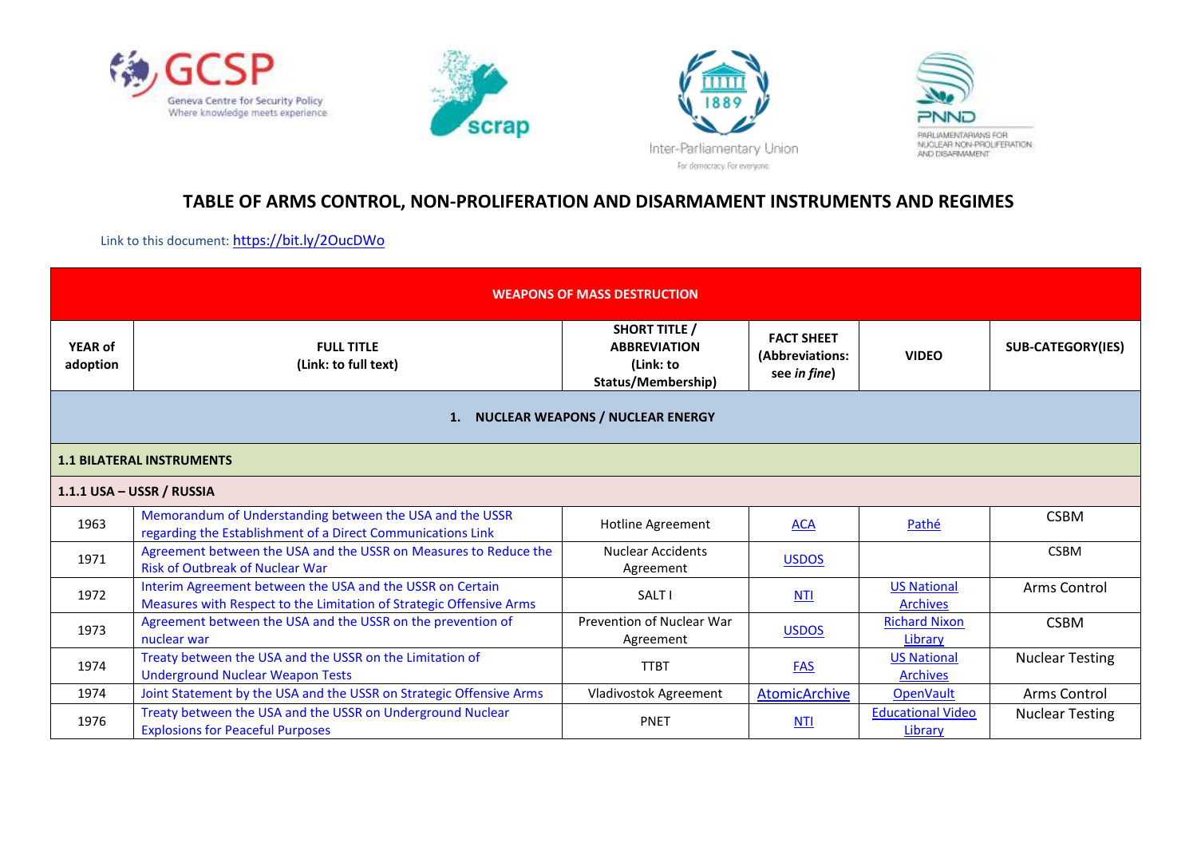# TABLE OF ARMS CONTROL, NON-PROLIFERATION AND DISARMAMENT INSTRUMENTS AND REGIMES

Link to this document: https://bit.ly/2OucDWo

| WEAPONS OF MASS DESTRUCTION | | | | | |
|---|---|---|---|---|---|
| **YEAR of adoption** | **FULL TITLE (Link: to full text)** | **SHORT TITLE / ABBREVIATION (Link: to Status/Membership)** | **FACT SHEET (Abbreviations: see *in fine*)** | **VIDEO** | **SUB-CATEGORY(IES)** |
| **1. NUCLEAR WEAPONS / NUCLEAR ENERGY** | | | | | |
| **1.1 BILATERAL INSTRUMENTS** | | | | | |
| **1.1.1 USA – USSR / RUSSIA** | | | | | |
| 1963 | Memorandum of Understanding between the USA and the USSR regarding the Establishment of a Direct Communications Link | Hotline Agreement | ACA | Pathé | CSBM |
| 1971 | Agreement between the USA and the USSR on Measures to Reduce the Risk of Outbreak of Nuclear War | Nuclear Accidents Agreement | USDOS | | CSBM |
| 1972 | Interim Agreement between the USA and the USSR on Certain Measures with Respect to the Limitation of Strategic Offensive Arms | SALT I | NTI | US National Archives | Arms Control |
| 1973 | Agreement between the USA and the USSR on the prevention of nuclear war | Prevention of Nuclear War Agreement | USDOS | Richard Nixon Library | CSBM |
| 1974 | Treaty between the USA and the USSR on the Limitation of Underground Nuclear Weapon Tests | TTBT | FAS | US National Archives | Nuclear Testing |
| 1974 | Joint Statement by the USA and the USSR on Strategic Offensive Arms | Vladivostok Agreement | AtomicArchive | OpenVault | Arms Control |
| 1976 | Treaty between the USA and the USSR on Underground Nuclear Explosions for Peaceful Purposes | PNET | NTI | Educational Video Library | Nuclear Testing |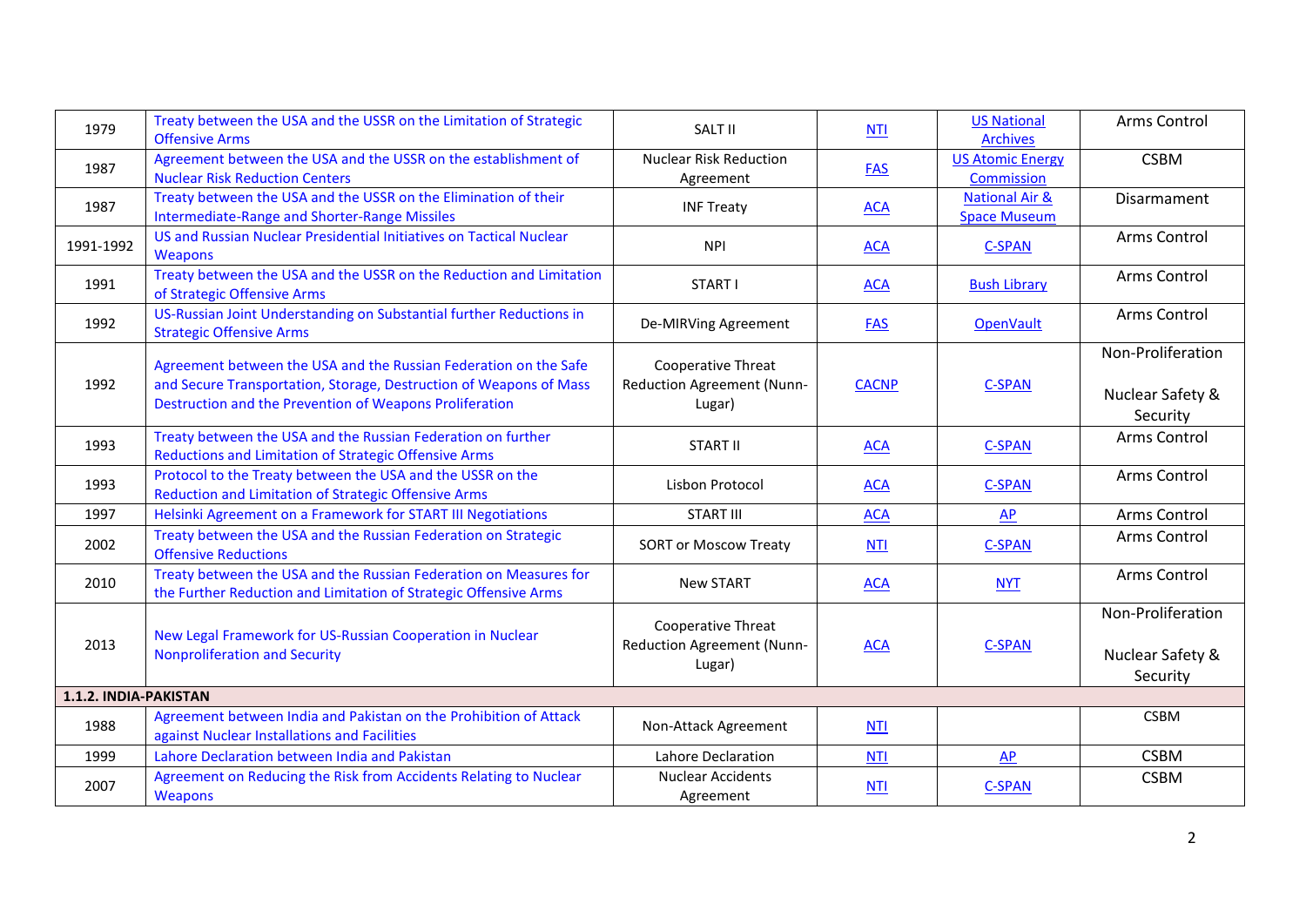| | | | | | |
|---|---|---|---|---|---|
| 1979 | Treaty between the USA and the USSR on the Limitation of Strategic Offensive Arms | SALT II | NTI | US National Archives | Arms Control |
| 1987 | Agreement between the USA and the USSR on the establishment of Nuclear Risk Reduction Centers | Nuclear Risk Reduction Agreement | FAS | US Atomic Energy Commission | CSBM |
| 1987 | Treaty between the USA and the USSR on the Elimination of their Intermediate-Range and Shorter-Range Missiles | INF Treaty | ACA | National Air & Space Museum | Disarmament |
| 1991-1992 | US and Russian Nuclear Presidential Initiatives on Tactical Nuclear Weapons | NPI | ACA | C-SPAN | Arms Control |
| 1991 | Treaty between the USA and the USSR on the Reduction and Limitation of Strategic Offensive Arms | START I | ACA | Bush Library | Arms Control |
| 1992 | US-Russian Joint Understanding on Substantial further Reductions in Strategic Offensive Arms | De-MIRVing Agreement | FAS | OpenVault | Arms Control |
| 1992 | Agreement between the USA and the Russian Federation on the Safe and Secure Transportation, Storage, Destruction of Weapons of Mass Destruction and the Prevention of Weapons Proliferation | Cooperative Threat Reduction Agreement (Nunn-Lugar) | CACNP | C-SPAN | Non-Proliferation<br><br>Nuclear Safety & Security |
| 1993 | Treaty between the USA and the Russian Federation on further Reductions and Limitation of Strategic Offensive Arms | START II | ACA | C-SPAN | Arms Control |
| 1993 | Protocol to the Treaty between the USA and the USSR on the Reduction and Limitation of Strategic Offensive Arms | Lisbon Protocol | ACA | C-SPAN | Arms Control |
| 1997 | Helsinki Agreement on a Framework for START III Negotiations | START III | ACA | AP | Arms Control |
| 2002 | Treaty between the USA and the Russian Federation on Strategic Offensive Reductions | SORT or Moscow Treaty | NTI | C-SPAN | Arms Control |
| 2010 | Treaty between the USA and the Russian Federation on Measures for the Further Reduction and Limitation of Strategic Offensive Arms | New START | ACA | NYT | Arms Control |
| 2013 | New Legal Framework for US-Russian Cooperation in Nuclear Nonproliferation and Security | Cooperative Threat Reduction Agreement (Nunn-Lugar) | ACA | C-SPAN | Non-Proliferation<br><br>Nuclear Safety & Security |
| **1.1.2. INDIA-PAKISTAN** | | | | | |
| 1988 | Agreement between India and Pakistan on the Prohibition of Attack against Nuclear Installations and Facilities | Non-Attack Agreement | NTI | | CSBM |
| 1999 | Lahore Declaration between India and Pakistan | Lahore Declaration | NTI | AP | CSBM |
| 2007 | Agreement on Reducing the Risk from Accidents Relating to Nuclear Weapons | Nuclear Accidents Agreement | NTI | C-SPAN | CSBM |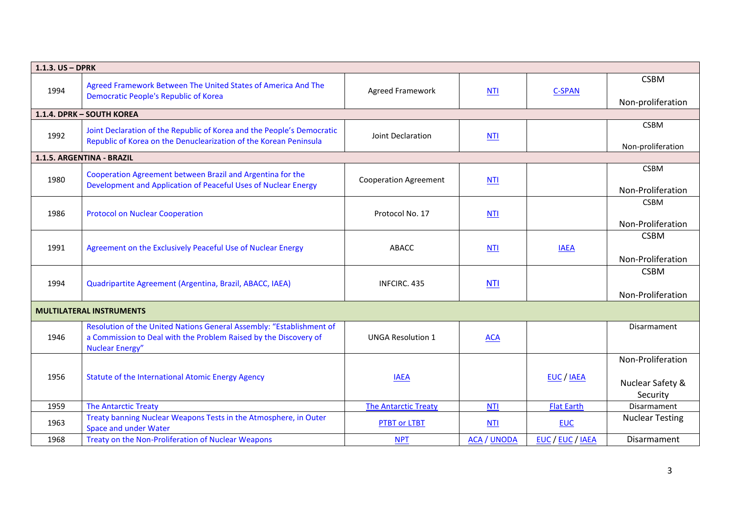| | | | | | |
|---|---|---|---|---|---|
| **1.1.3. US – DPRK** | | | | | |
| 1994 | Agreed Framework Between The United States of America And The Democratic People's Republic of Korea | Agreed Framework | NTI | C-SPAN | CSBM<br><br>Non-proliferation |
| **1.1.4. DPRK – SOUTH KOREA** | | | | | |
| 1992 | Joint Declaration of the Republic of Korea and the People's Democratic Republic of Korea on the Denuclearization of the Korean Peninsula | Joint Declaration | NTI | | CSBM<br><br>Non-proliferation |
| **1.1.5. ARGENTINA - BRAZIL** | | | | | |
| 1980 | Cooperation Agreement between Brazil and Argentina for the Development and Application of Peaceful Uses of Nuclear Energy | Cooperation Agreement | NTI | | CSBM<br><br>Non-Proliferation |
| 1986 | Protocol on Nuclear Cooperation | Protocol No. 17 | NTI | | CSBM<br><br>Non-Proliferation |
| 1991 | Agreement on the Exclusively Peaceful Use of Nuclear Energy | ABACC | NTI | IAEA | CSBM<br><br>Non-Proliferation |
| 1994 | Quadripartite Agreement (Argentina, Brazil, ABACC, IAEA) | INFCIRC. 435 | NTI | | CSBM<br><br>Non-Proliferation |
| **MULTILATERAL INSTRUMENTS** | | | | | |
| 1946 | Resolution of the United Nations General Assembly: "Establishment of a Commission to Deal with the Problem Raised by the Discovery of Nuclear Energy" | UNGA Resolution 1 | ACA | | Disarmament |
| 1956 | Statute of the International Atomic Energy Agency | IAEA | | EUC / IAEA | Non-Proliferation<br><br>Nuclear Safety & Security |
| 1959 | The Antarctic Treaty | The Antarctic Treaty | NTI | Flat Earth | Disarmament |
| 1963 | Treaty banning Nuclear Weapons Tests in the Atmosphere, in Outer Space and under Water | PTBT or LTBT | NTI | EUC | Nuclear Testing |
| 1968 | Treaty on the Non-Proliferation of Nuclear Weapons | NPT | ACA / UNODA | EUC / EUC / IAEA | Disarmament |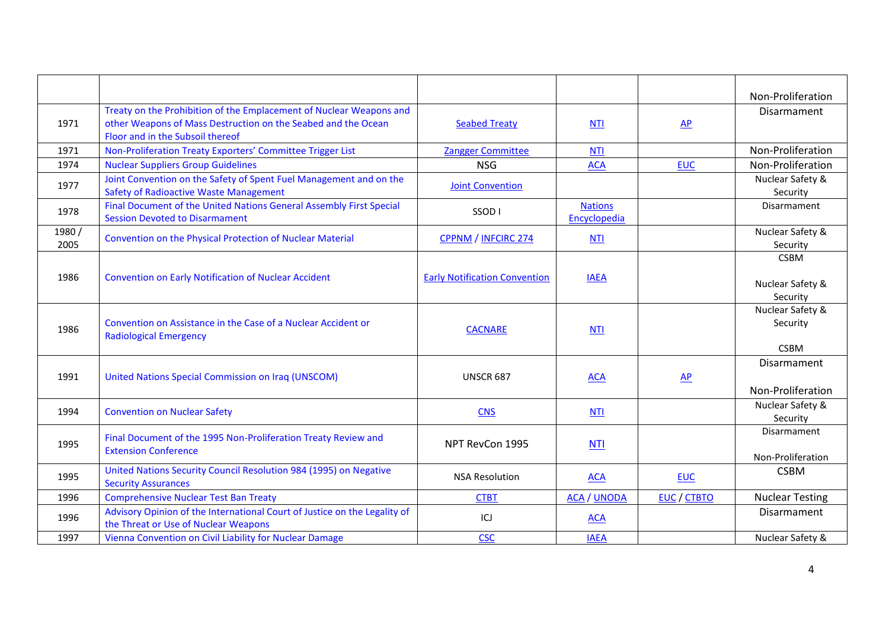| | | | | | |
|---|---|---|---|---|---|
| | | | | | Non-Proliferation |
| 1971 | Treaty on the Prohibition of the Emplacement of Nuclear Weapons and other Weapons of Mass Destruction on the Seabed and the Ocean Floor and in the Subsoil thereof | Seabed Treaty | NTI | AP | Disarmament |
| 1971 | Non-Proliferation Treaty Exporters' Committee Trigger List | Zangger Committee | NTI | | Non-Proliferation |
| 1974 | Nuclear Suppliers Group Guidelines | NSG | ACA | EUC | Non-Proliferation |
| 1977 | Joint Convention on the Safety of Spent Fuel Management and on the Safety of Radioactive Waste Management | Joint Convention | | | Nuclear Safety & Security |
| 1978 | Final Document of the United Nations General Assembly First Special Session Devoted to Disarmament | SSOD I | Nations Encyclopedia | | Disarmament |
| 1980 / 2005 | Convention on the Physical Protection of Nuclear Material | CPPNM / INFCIRC 274 | NTI | | Nuclear Safety & Security |
| 1986 | Convention on Early Notification of Nuclear Accident | Early Notification Convention | IAEA | | CSBM<br><br>Nuclear Safety & Security |
| 1986 | Convention on Assistance in the Case of a Nuclear Accident or Radiological Emergency | CACNARE | NTI | | Nuclear Safety & Security<br><br>CSBM |
| 1991 | United Nations Special Commission on Iraq (UNSCOM) | UNSCR 687 | ACA | AP | Disarmament<br><br>Non-Proliferation |
| 1994 | Convention on Nuclear Safety | CNS | NTI | | Nuclear Safety & Security |
| 1995 | Final Document of the 1995 Non-Proliferation Treaty Review and Extension Conference | NPT RevCon 1995 | NTI | | Disarmament<br><br>Non-Proliferation |
| 1995 | United Nations Security Council Resolution 984 (1995) on Negative Security Assurances | NSA Resolution | ACA | EUC | CSBM |
| 1996 | Comprehensive Nuclear Test Ban Treaty | CTBT | ACA / UNODA | EUC / CTBTO | Nuclear Testing |
| 1996 | Advisory Opinion of the International Court of Justice on the Legality of the Threat or Use of Nuclear Weapons | ICJ | ACA | | Disarmament |
| 1997 | Vienna Convention on Civil Liability for Nuclear Damage | CSC | IAEA | | Nuclear Safety & |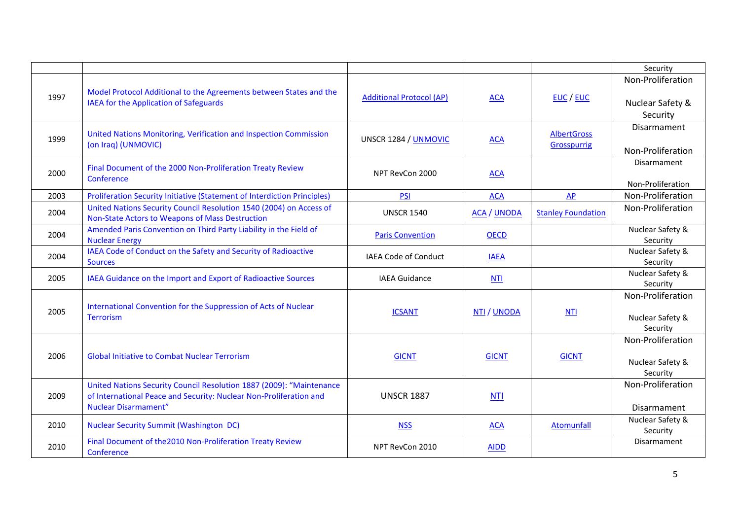| | | | | | |
|---|---|---|---|---|---|
| | | | | | Security |
| 1997 | Model Protocol Additional to the Agreements between States and the IAEA for the Application of Safeguards | Additional Protocol (AP) | ACA | EUC / EUC | Non-Proliferation<br><br>Nuclear Safety & Security |
| 1999 | United Nations Monitoring, Verification and Inspection Commission (on Iraq) (UNMOVIC) | UNSCR 1284 / UNMOVIC | ACA | AlbertGross Grosspurrig | Disarmament<br><br>Non-Proliferation |
| 2000 | Final Document of the 2000 Non-Proliferation Treaty Review Conference | NPT RevCon 2000 | ACA | | Disarmament<br><br>Non-Proliferation |
| 2003 | Proliferation Security Initiative (Statement of Interdiction Principles) | PSI | ACA | AP | Non-Proliferation |
| 2004 | United Nations Security Council Resolution 1540 (2004) on Access of Non-State Actors to Weapons of Mass Destruction | UNSCR 1540 | ACA / UNODA | Stanley Foundation | Non-Proliferation |
| 2004 | Amended Paris Convention on Third Party Liability in the Field of Nuclear Energy | Paris Convention | OECD | | Nuclear Safety & Security |
| 2004 | IAEA Code of Conduct on the Safety and Security of Radioactive Sources | IAEA Code of Conduct | IAEA | | Nuclear Safety & Security |
| 2005 | IAEA Guidance on the Import and Export of Radioactive Sources | IAEA Guidance | NTI | | Nuclear Safety & Security |
| 2005 | International Convention for the Suppression of Acts of Nuclear Terrorism | ICSANT | NTI / UNODA | NTI | Non-Proliferation<br><br>Nuclear Safety & Security |
| 2006 | Global Initiative to Combat Nuclear Terrorism | GICNT | GICNT | GICNT | Non-Proliferation<br><br>Nuclear Safety & Security |
| 2009 | United Nations Security Council Resolution 1887 (2009): "Maintenance of International Peace and Security: Nuclear Non-Proliferation and Nuclear Disarmament" | UNSCR 1887 | NTI | | Non-Proliferation<br><br>Disarmament |
| 2010 | Nuclear Security Summit (Washington DC) | NSS | ACA | Atomunfall | Nuclear Safety & Security |
| 2010 | Final Document of the2010 Non-Proliferation Treaty Review Conference | NPT RevCon 2010 | AIDD | | Disarmament |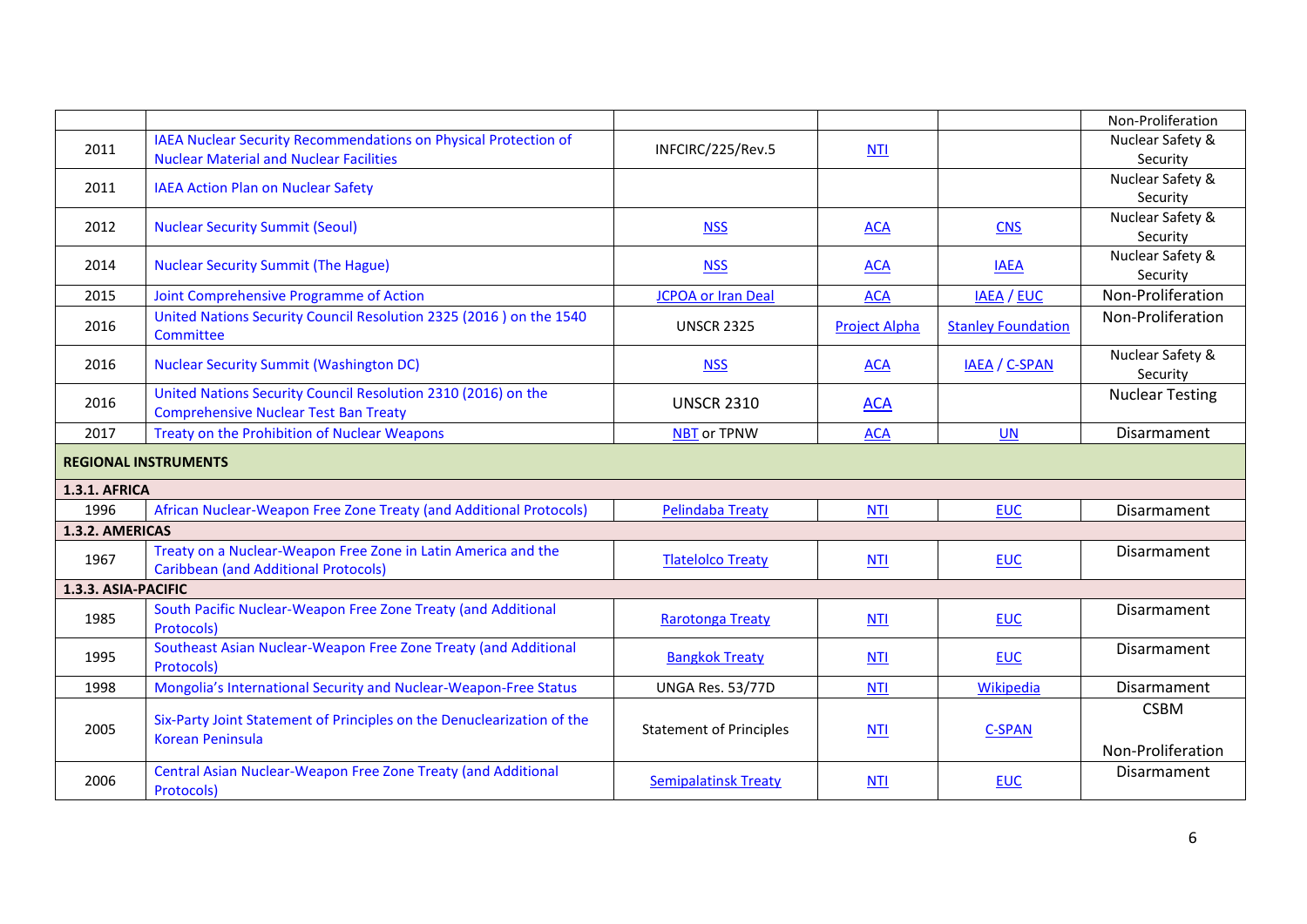| | | | | | |
|---|---|---|---|---|---|
| | | | | | Non-Proliferation |
| 2011 | IAEA Nuclear Security Recommendations on Physical Protection of Nuclear Material and Nuclear Facilities | INFCIRC/225/Rev.5 | NTI | | Nuclear Safety & Security |
| 2011 | IAEA Action Plan on Nuclear Safety | | | | Nuclear Safety & Security |
| 2012 | Nuclear Security Summit (Seoul) | NSS | ACA | CNS | Nuclear Safety & Security |
| 2014 | Nuclear Security Summit (The Hague) | NSS | ACA | IAEA | Nuclear Safety & Security |
| 2015 | Joint Comprehensive Programme of Action | JCPOA or Iran Deal | ACA | IAEA / EUC | Non-Proliferation |
| 2016 | United Nations Security Council Resolution 2325 (2016 ) on the 1540 Committee | UNSCR 2325 | Project Alpha | Stanley Foundation | Non-Proliferation |
| 2016 | Nuclear Security Summit (Washington DC) | NSS | ACA | IAEA / C-SPAN | Nuclear Safety & Security |
| 2016 | United Nations Security Council Resolution 2310 (2016) on the Comprehensive Nuclear Test Ban Treaty | UNSCR 2310 | ACA | | Nuclear Testing |
| 2017 | Treaty on the Prohibition of Nuclear Weapons | NBT or TPNW | ACA | UN | Disarmament |
| **REGIONAL INSTRUMENTS** | | | | | |
| **1.3.1. AFRICA** | | | | | |
| 1996 | African Nuclear-Weapon Free Zone Treaty (and Additional Protocols) | Pelindaba Treaty | NTI | EUC | Disarmament |
| **1.3.2. AMERICAS** | | | | | |
| 1967 | Treaty on a Nuclear-Weapon Free Zone in Latin America and the Caribbean (and Additional Protocols) | Tlatelolco Treaty | NTI | EUC | Disarmament |
| **1.3.3. ASIA-PACIFIC** | | | | | |
| 1985 | South Pacific Nuclear-Weapon Free Zone Treaty (and Additional Protocols) | Rarotonga Treaty | NTI | EUC | Disarmament |
| 1995 | Southeast Asian Nuclear-Weapon Free Zone Treaty (and Additional Protocols) | Bangkok Treaty | NTI | EUC | Disarmament |
| 1998 | Mongolia's International Security and Nuclear-Weapon-Free Status | UNGA Res. 53/77D | NTI | Wikipedia | Disarmament |
| 2005 | Six-Party Joint Statement of Principles on the Denuclearization of the Korean Peninsula | Statement of Principles | NTI | C-SPAN | CSBM<br><br>Non-Proliferation |
| 2006 | Central Asian Nuclear-Weapon Free Zone Treaty (and Additional Protocols) | Semipalatinsk Treaty | NTI | EUC | Disarmament |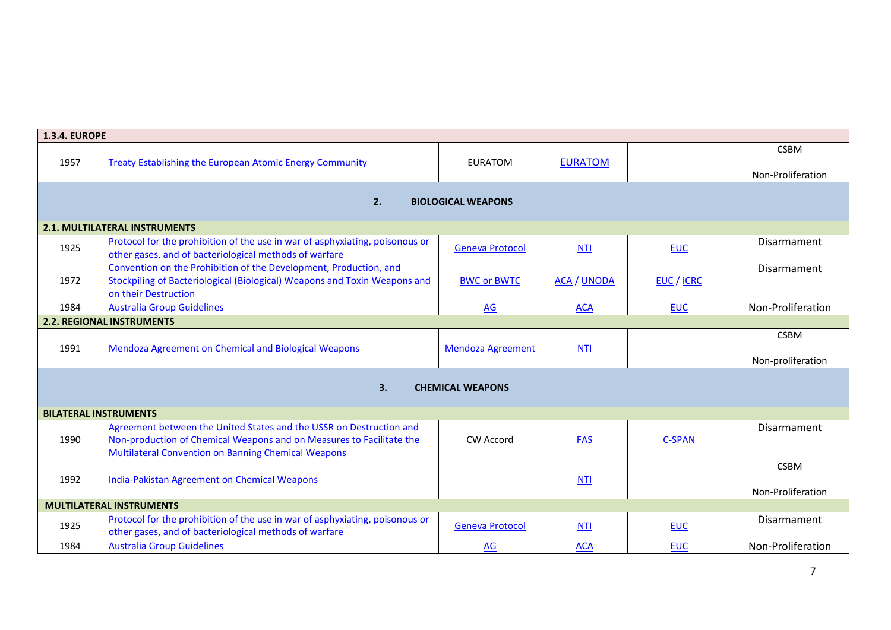| 1.3.4. EUROPE | | | | | |
|---|---|---|---|---|---|
| 1957 | Treaty Establishing the European Atomic Energy Community | EURATOM | EURATOM | | CSBM<br><br>Non-Proliferation |
| | **2. BIOLOGICAL WEAPONS** | | | | |
| **2.1. MULTILATERAL INSTRUMENTS** | | | | | |
| 1925 | Protocol for the prohibition of the use in war of asphyxiating, poisonous or other gases, and of bacteriological methods of warfare | Geneva Protocol | NTI | EUC | Disarmament |
| 1972 | Convention on the Prohibition of the Development, Production, and Stockpiling of Bacteriological (Biological) Weapons and Toxin Weapons and on their Destruction | BWC or BWTC | ACA / UNODA | EUC / ICRC | Disarmament |
| 1984 | Australia Group Guidelines | AG | ACA | EUC | Non-Proliferation |
| **2.2. REGIONAL INSTRUMENTS** | | | | | |
| 1991 | Mendoza Agreement on Chemical and Biological Weapons | Mendoza Agreement | NTI | | CSBM<br><br>Non-proliferation |
| | **3. CHEMICAL WEAPONS** | | | | |
| **BILATERAL INSTRUMENTS** | | | | | |
| 1990 | Agreement between the United States and the USSR on Destruction and Non-production of Chemical Weapons and on Measures to Facilitate the Multilateral Convention on Banning Chemical Weapons | CW Accord | FAS | C-SPAN | Disarmament |
| 1992 | India-Pakistan Agreement on Chemical Weapons | | NTI | | CSBM<br><br>Non-Proliferation |
| **MULTILATERAL INSTRUMENTS** | | | | | |
| 1925 | Protocol for the prohibition of the use in war of asphyxiating, poisonous or other gases, and of bacteriological methods of warfare | Geneva Protocol | NTI | EUC | Disarmament |
| 1984 | Australia Group Guidelines | AG | ACA | EUC | Non-Proliferation |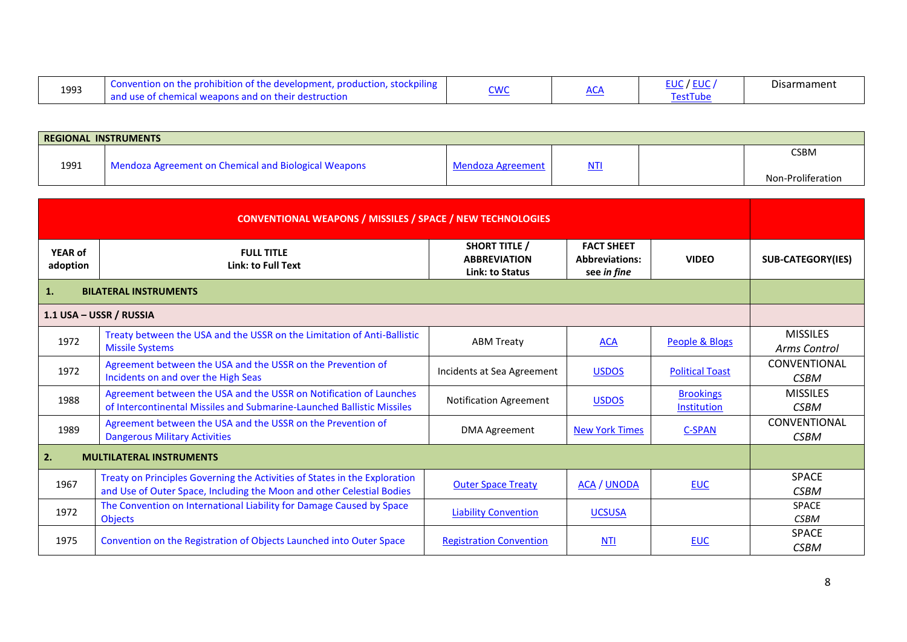| 1993 | Convention on the prohibition of the development, production, stockpiling and use of chemical weapons and on their destruction | CWC | ACA | EUC / EUC / TestTube | Disarmament |
|---|---|---|---|---|---|

| REGIONAL INSTRUMENTS | | | | | |
|---|---|---|---|---|---|
| 1991 | Mendoza Agreement on Chemical and Biological Weapons | Mendoza Agreement | NTI | | CSBM<br>Non-Proliferation |

| CONVENTIONAL WEAPONS / MISSILES / SPACE / NEW TECHNOLOGIES | | | | | |
|---|---|---|---|---|---|
| **YEAR of adoption** | **FULL TITLE**<br>**Link: to Full Text** | **SHORT TITLE / ABBREVIATION**<br>**Link: to Status** | **FACT SHEET Abbreviations: see *in fine*** | **VIDEO** | **SUB-CATEGORY(IES)** |
| **1.** | **BILATERAL INSTRUMENTS** | | | | |
| **1.1 USA – USSR / RUSSIA** | | | | | |
| 1972 | Treaty between the USA and the USSR on the Limitation of Anti-Ballistic Missile Systems | ABM Treaty | ACA | People & Blogs | MISSILES<br>*Arms Control* |
| 1972 | Agreement between the USA and the USSR on the Prevention of Incidents on and over the High Seas | Incidents at Sea Agreement | USDOS | Political Toast | CONVENTIONAL<br>*CSBM* |
| 1988 | Agreement between the USA and the USSR on Notification of Launches of Intercontinental Missiles and Submarine-Launched Ballistic Missiles | Notification Agreement | USDOS | Brookings Institution | MISSILES<br>*CSBM* |
| 1989 | Agreement between the USA and the USSR on the Prevention of Dangerous Military Activities | DMA Agreement | New York Times | C-SPAN | CONVENTIONAL<br>*CSBM* |
| **2.** | **MULTILATERAL INSTRUMENTS** | | | | |
| 1967 | Treaty on Principles Governing the Activities of States in the Exploration and Use of Outer Space, Including the Moon and other Celestial Bodies | Outer Space Treaty | ACA / UNODA | EUC | SPACE<br>*CSBM* |
| 1972 | The Convention on International Liability for Damage Caused by Space Objects | Liability Convention | UCSUSA | | SPACE<br>*CSBM* |
| 1975 | Convention on the Registration of Objects Launched into Outer Space | Registration Convention | NTI | EUC | SPACE<br>*CSBM* |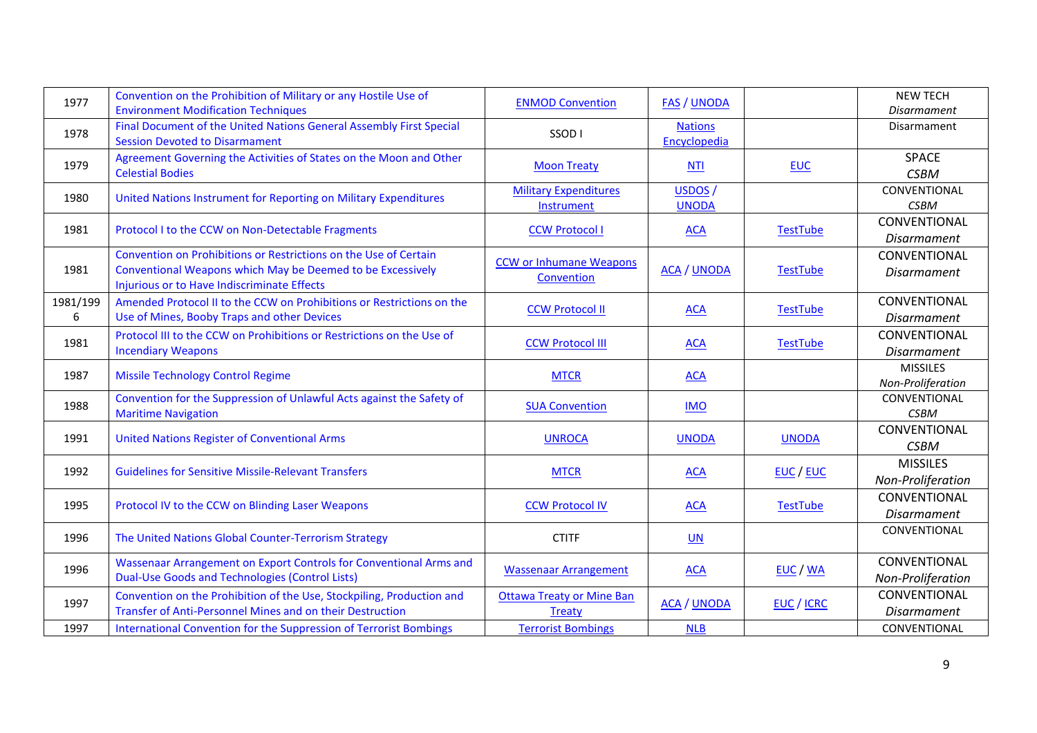| | | | | | |
|---|---|---|---|---|---|
| 1977 | Convention on the Prohibition of Military or any Hostile Use of Environment Modification Techniques | ENMOD Convention | FAS / UNODA | | NEW TECH *Disarmament* |
| 1978 | Final Document of the United Nations General Assembly First Special Session Devoted to Disarmament | SSOD I | Nations Encyclopedia | | Disarmament |
| 1979 | Agreement Governing the Activities of States on the Moon and Other Celestial Bodies | Moon Treaty | NTI | EUC | SPACE *CSBM* |
| 1980 | United Nations Instrument for Reporting on Military Expenditures | Military Expenditures Instrument | USDOS / UNODA | | CONVENTIONAL *CSBM* |
| 1981 | Protocol I to the CCW on Non-Detectable Fragments | CCW Protocol I | ACA | TestTube | CONVENTIONAL *Disarmament* |
| 1981 | Convention on Prohibitions or Restrictions on the Use of Certain Conventional Weapons which May be Deemed to be Excessively Injurious or to Have Indiscriminate Effects | CCW or Inhumane Weapons Convention | ACA / UNODA | TestTube | CONVENTIONAL *Disarmament* |
| 1981/1996 | Amended Protocol II to the CCW on Prohibitions or Restrictions on the Use of Mines, Booby Traps and other Devices | CCW Protocol II | ACA | TestTube | CONVENTIONAL *Disarmament* |
| 1981 | Protocol III to the CCW on Prohibitions or Restrictions on the Use of Incendiary Weapons | CCW Protocol III | ACA | TestTube | CONVENTIONAL *Disarmament* |
| 1987 | Missile Technology Control Regime | MTCR | ACA | | MISSILES *Non-Proliferation* |
| 1988 | Convention for the Suppression of Unlawful Acts against the Safety of Maritime Navigation | SUA Convention | IMO | | CONVENTIONAL *CSBM* |
| 1991 | United Nations Register of Conventional Arms | UNROCA | UNODA | UNODA | CONVENTIONAL *CSBM* |
| 1992 | Guidelines for Sensitive Missile-Relevant Transfers | MTCR | ACA | EUC / EUC | MISSILES *Non-Proliferation* |
| 1995 | Protocol IV to the CCW on Blinding Laser Weapons | CCW Protocol IV | ACA | TestTube | CONVENTIONAL *Disarmament* |
| 1996 | The United Nations Global Counter-Terrorism Strategy | CTITF | UN | | CONVENTIONAL |
| 1996 | Wassenaar Arrangement on Export Controls for Conventional Arms and Dual-Use Goods and Technologies (Control Lists) | Wassenaar Arrangement | ACA | EUC / WA | CONVENTIONAL *Non-Proliferation* |
| 1997 | Convention on the Prohibition of the Use, Stockpiling, Production and Transfer of Anti-Personnel Mines and on their Destruction | Ottawa Treaty or Mine Ban Treaty | ACA / UNODA | EUC / ICRC | CONVENTIONAL *Disarmament* |
| 1997 | International Convention for the Suppression of Terrorist Bombings | Terrorist Bombings | NLB | | CONVENTIONAL |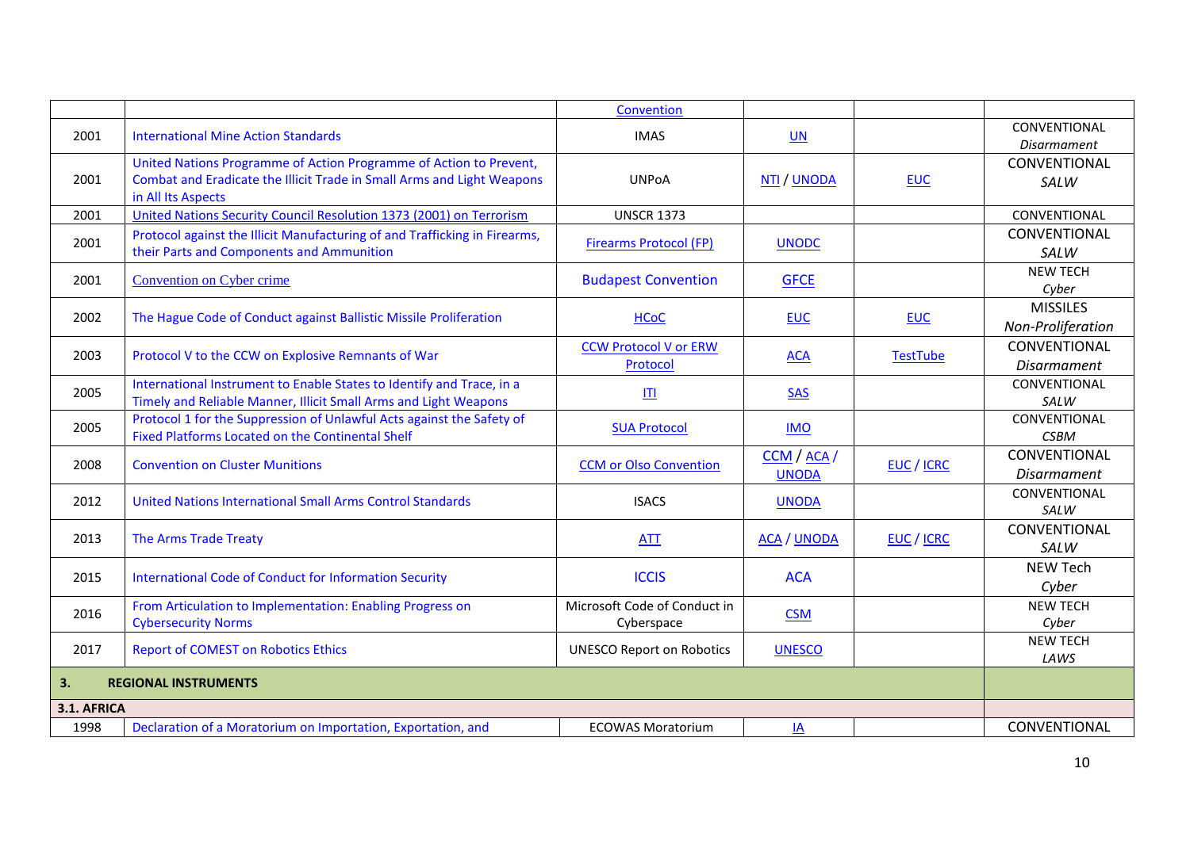| | | | | | |
|---|---|---|---|---|---|
| | | Convention | | | |
| 2001 | International Mine Action Standards | IMAS | UN | | CONVENTIONAL *Disarmament* |
| 2001 | United Nations Programme of Action Programme of Action to Prevent, Combat and Eradicate the Illicit Trade in Small Arms and Light Weapons in All Its Aspects | UNPoA | NTI / UNODA | EUC | CONVENTIONAL *SALW* |
| 2001 | United Nations Security Council Resolution 1373 (2001) on Terrorism | UNSCR 1373 | | | CONVENTIONAL |
| 2001 | Protocol against the Illicit Manufacturing of and Trafficking in Firearms, their Parts and Components and Ammunition | Firearms Protocol (FP) | UNODC | | CONVENTIONAL *SALW* |
| 2001 | Convention on Cyber crime | Budapest Convention | GFCE | | NEW TECH *Cyber* |
| 2002 | The Hague Code of Conduct against Ballistic Missile Proliferation | HCoC | EUC | EUC | MISSILES *Non-Proliferation* |
| 2003 | Protocol V to the CCW on Explosive Remnants of War | CCW Protocol V or ERW Protocol | ACA | TestTube | CONVENTIONAL *Disarmament* |
| 2005 | International Instrument to Enable States to Identify and Trace, in a Timely and Reliable Manner, Illicit Small Arms and Light Weapons | ITI | SAS | | CONVENTIONAL *SALW* |
| 2005 | Protocol 1 for the Suppression of Unlawful Acts against the Safety of Fixed Platforms Located on the Continental Shelf | SUA Protocol | IMO | | CONVENTIONAL *CSBM* |
| 2008 | Convention on Cluster Munitions | CCM or Olso Convention | CCM / ACA / UNODA | EUC / ICRC | CONVENTIONAL *Disarmament* |
| 2012 | United Nations International Small Arms Control Standards | ISACS | UNODA | | CONVENTIONAL *SALW* |
| 2013 | The Arms Trade Treaty | ATT | ACA / UNODA | EUC / ICRC | CONVENTIONAL *SALW* |
| 2015 | International Code of Conduct for Information Security | ICCIS | ACA | | NEW Tech *Cyber* |
| 2016 | From Articulation to Implementation: Enabling Progress on Cybersecurity Norms | Microsoft Code of Conduct in Cyberspace | CSM | | NEW TECH *Cyber* |
| 2017 | Report of COMEST on Robotics Ethics | UNESCO Report on Robotics | UNESCO | | NEW TECH *LAWS* |
| **3.** | **REGIONAL INSTRUMENTS** | | | | |
| **3.1. AFRICA** | | | | | |
| 1998 | Declaration of a Moratorium on Importation, Exportation, and | ECOWAS Moratorium | IA | | CONVENTIONAL |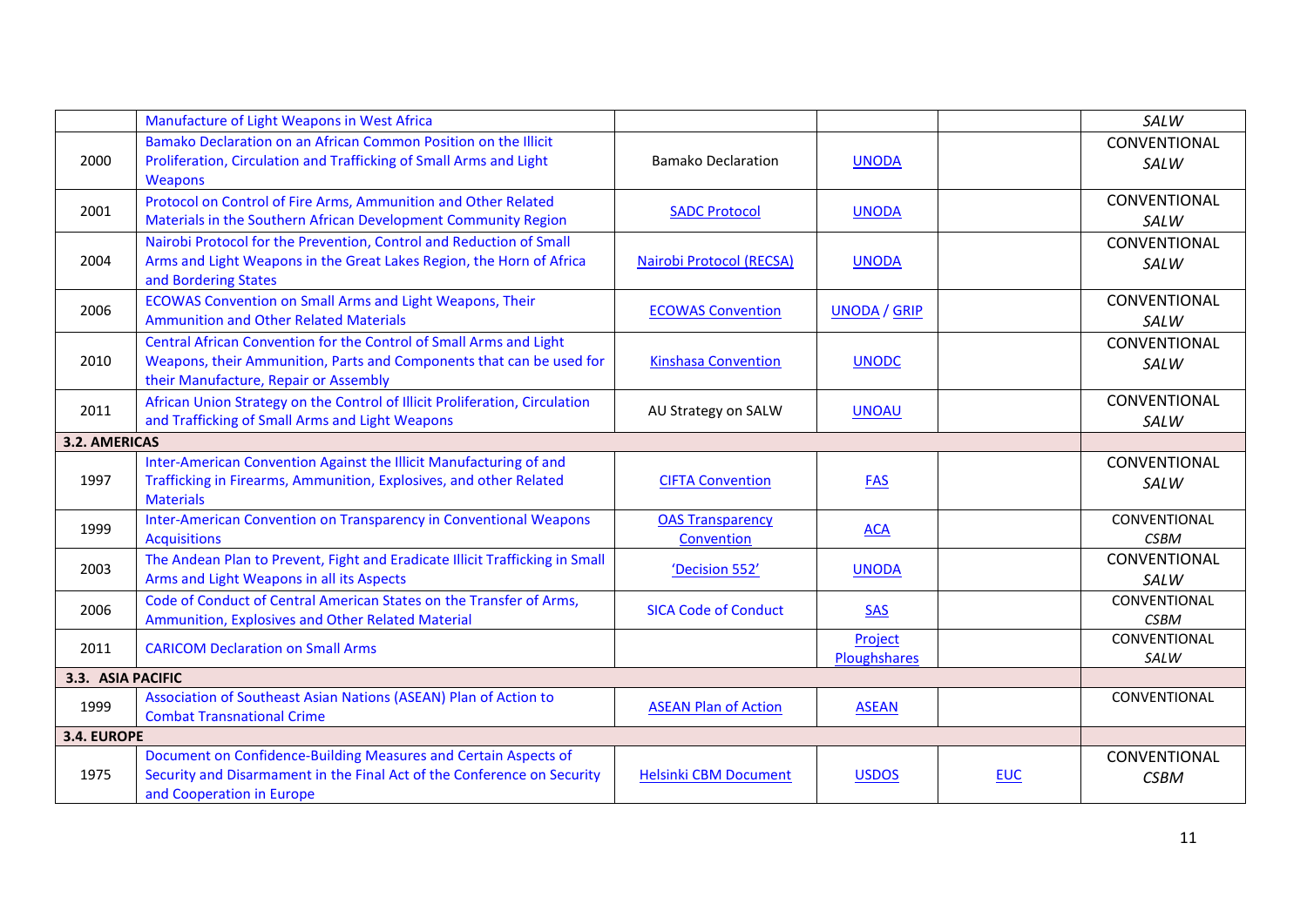|  |  |  |  |  |  |
|---|---|---|---|---|---|
|  | Manufacture of Light Weapons in West Africa |  |  |  | *SALW* |
| 2000 | Bamako Declaration on an African Common Position on the Illicit Proliferation, Circulation and Trafficking of Small Arms and Light Weapons | Bamako Declaration | UNODA |  | CONVENTIONAL *SALW* |
| 2001 | Protocol on Control of Fire Arms, Ammunition and Other Related Materials in the Southern African Development Community Region | SADC Protocol | UNODA |  | CONVENTIONAL *SALW* |
| 2004 | Nairobi Protocol for the Prevention, Control and Reduction of Small Arms and Light Weapons in the Great Lakes Region, the Horn of Africa and Bordering States | Nairobi Protocol (RECSA) | UNODA |  | CONVENTIONAL *SALW* |
| 2006 | ECOWAS Convention on Small Arms and Light Weapons, Their Ammunition and Other Related Materials | ECOWAS Convention | UNODA / GRIP |  | CONVENTIONAL *SALW* |
| 2010 | Central African Convention for the Control of Small Arms and Light Weapons, their Ammunition, Parts and Components that can be used for their Manufacture, Repair or Assembly | Kinshasa Convention | UNODC |  | CONVENTIONAL *SALW* |
| 2011 | African Union Strategy on the Control of Illicit Proliferation, Circulation and Trafficking of Small Arms and Light Weapons | AU Strategy on SALW | UNOAU |  | CONVENTIONAL *SALW* |
| **3.2. AMERICAS** |  |  |  |  |  |
| 1997 | Inter-American Convention Against the Illicit Manufacturing of and Trafficking in Firearms, Ammunition, Explosives, and other Related Materials | CIFTA Convention | FAS |  | CONVENTIONAL *SALW* |
| 1999 | Inter-American Convention on Transparency in Conventional Weapons Acquisitions | OAS Transparency Convention | ACA |  | CONVENTIONAL *CSBM* |
| 2003 | The Andean Plan to Prevent, Fight and Eradicate Illicit Trafficking in Small Arms and Light Weapons in all its Aspects | 'Decision 552' | UNODA |  | CONVENTIONAL *SALW* |
| 2006 | Code of Conduct of Central American States on the Transfer of Arms, Ammunition, Explosives and Other Related Material | SICA Code of Conduct | SAS |  | CONVENTIONAL *CSBM* |
| 2011 | CARICOM Declaration on Small Arms |  | Project Ploughshares |  | CONVENTIONAL *SALW* |
| **3.3. ASIA PACIFIC** |  |  |  |  |  |
| 1999 | Association of Southeast Asian Nations (ASEAN) Plan of Action to Combat Transnational Crime | ASEAN Plan of Action | ASEAN |  | CONVENTIONAL |
| **3.4. EUROPE** |  |  |  |  |  |
| 1975 | Document on Confidence-Building Measures and Certain Aspects of Security and Disarmament in the Final Act of the Conference on Security and Cooperation in Europe | Helsinki CBM Document | USDOS | EUC | CONVENTIONAL *CSBM* |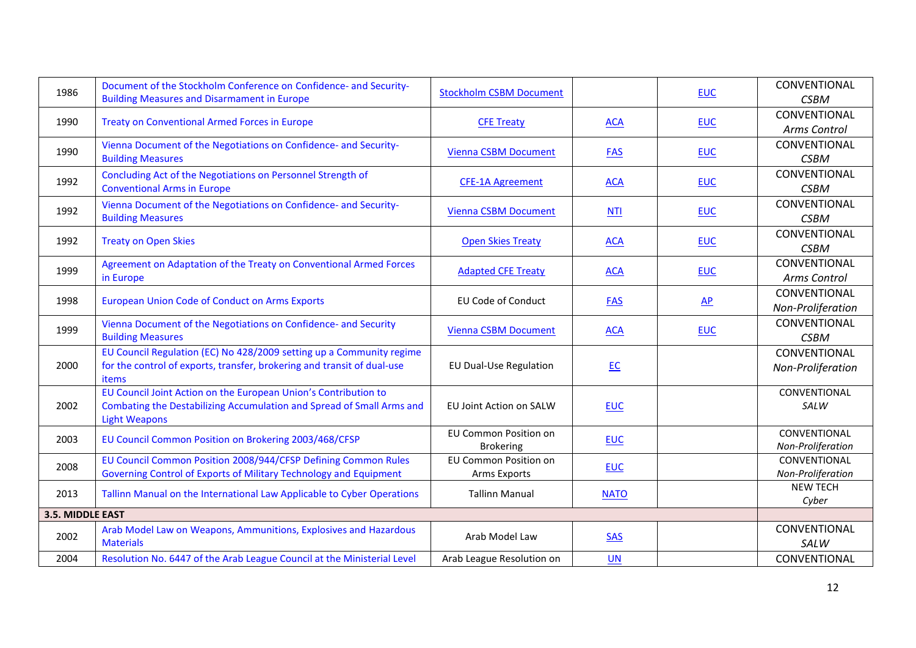| 1986 | Document of the Stockholm Conference on Confidence- and Security-Building Measures and Disarmament in Europe | Stockholm CSBM Document | | EUC | CONVENTIONAL *CSBM* |
|---|---|---|---|---|---|
| 1990 | Treaty on Conventional Armed Forces in Europe | CFE Treaty | ACA | EUC | CONVENTIONAL *Arms Control* |
| 1990 | Vienna Document of the Negotiations on Confidence- and Security-Building Measures | Vienna CSBM Document | FAS | EUC | CONVENTIONAL *CSBM* |
| 1992 | Concluding Act of the Negotiations on Personnel Strength of Conventional Arms in Europe | CFE-1A Agreement | ACA | EUC | CONVENTIONAL *CSBM* |
| 1992 | Vienna Document of the Negotiations on Confidence- and Security-Building Measures | Vienna CSBM Document | NTI | EUC | CONVENTIONAL *CSBM* |
| 1992 | Treaty on Open Skies | Open Skies Treaty | ACA | EUC | CONVENTIONAL *CSBM* |
| 1999 | Agreement on Adaptation of the Treaty on Conventional Armed Forces in Europe | Adapted CFE Treaty | ACA | EUC | CONVENTIONAL *Arms Control* |
| 1998 | European Union Code of Conduct on Arms Exports | EU Code of Conduct | FAS | AP | CONVENTIONAL *Non-Proliferation* |
| 1999 | Vienna Document of the Negotiations on Confidence- and Security Building Measures | Vienna CSBM Document | ACA | EUC | CONVENTIONAL *CSBM* |
| 2000 | EU Council Regulation (EC) No 428/2009 setting up a Community regime for the control of exports, transfer, brokering and transit of dual-use items | EU Dual-Use Regulation | EC | | CONVENTIONAL *Non-Proliferation* |
| 2002 | EU Council Joint Action on the European Union's Contribution to Combating the Destabilizing Accumulation and Spread of Small Arms and Light Weapons | EU Joint Action on SALW | EUC | | CONVENTIONAL *SALW* |
| 2003 | EU Council Common Position on Brokering 2003/468/CFSP | EU Common Position on Brokering | EUC | | CONVENTIONAL *Non-Proliferation* |
| 2008 | EU Council Common Position 2008/944/CFSP Defining Common Rules Governing Control of Exports of Military Technology and Equipment | EU Common Position on Arms Exports | EUC | | CONVENTIONAL *Non-Proliferation* |
| 2013 | Tallinn Manual on the International Law Applicable to Cyber Operations | Tallinn Manual | NATO | | NEW TECH *Cyber* |
| **3.5. MIDDLE EAST** | | | | | |
| 2002 | Arab Model Law on Weapons, Ammunitions, Explosives and Hazardous Materials | Arab Model Law | SAS | | CONVENTIONAL *SALW* |
| 2004 | Resolution No. 6447 of the Arab League Council at the Ministerial Level | Arab League Resolution on | UN | | CONVENTIONAL |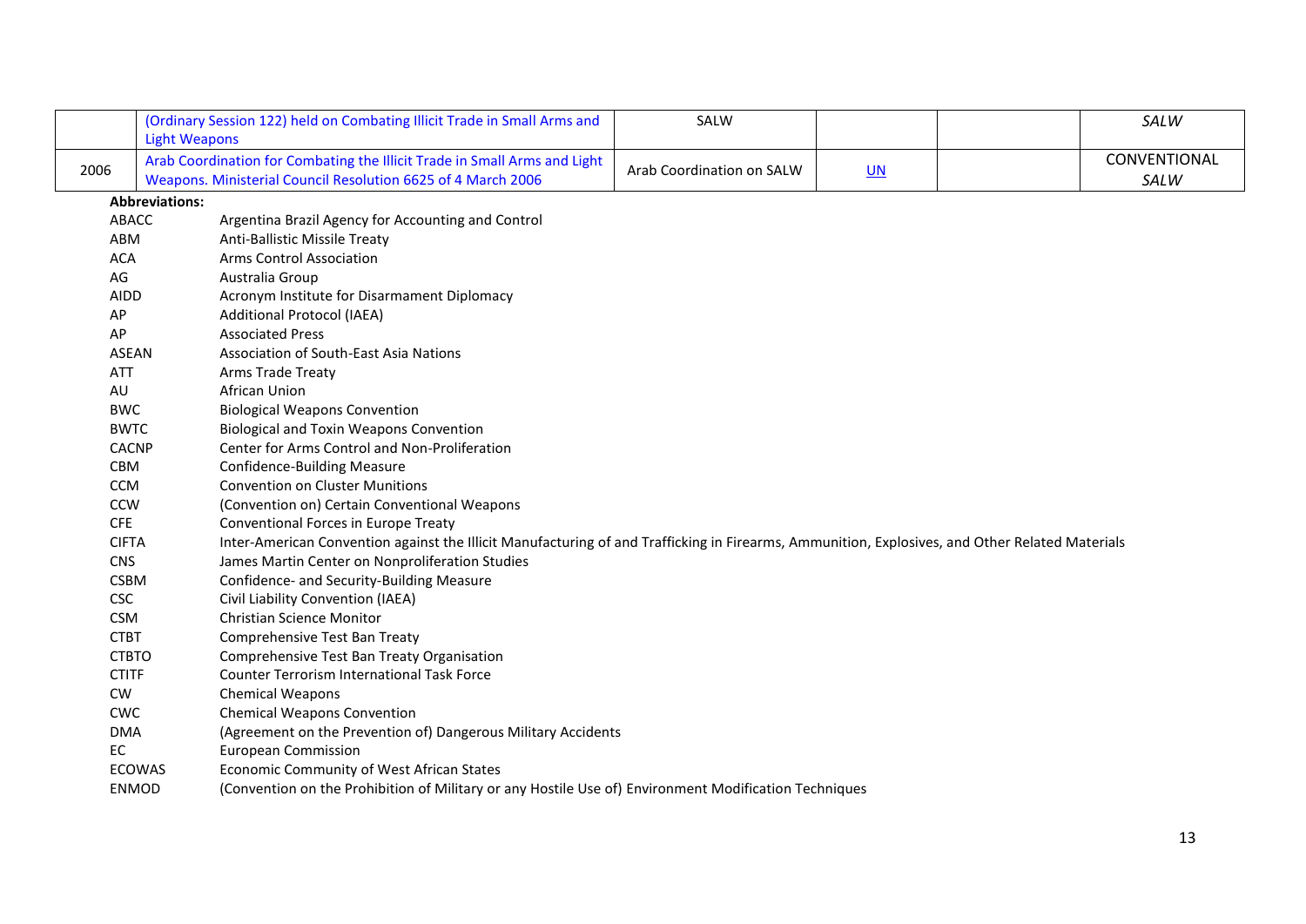|  | (Ordinary Session 122) held on Combating Illicit Trade in Small Arms and Light Weapons | SALW |  |  | *SALW* |
|---|---|---|---|---|---|
| 2006 | Arab Coordination for Combating the Illicit Trade in Small Arms and Light Weapons. Ministerial Council Resolution 6625 of 4 March 2006 | Arab Coordination on SALW | UN |  | CONVENTIONAL *SALW* |

**Abbreviations:**

| | |
|---|---|
| ABACC | Argentina Brazil Agency for Accounting and Control |
| ABM | Anti-Ballistic Missile Treaty |
| ACA | Arms Control Association |
| AG | Australia Group |
| AIDD | Acronym Institute for Disarmament Diplomacy |
| AP | Additional Protocol (IAEA) |
| AP | Associated Press |
| ASEAN | Association of South-East Asia Nations |
| ATT | Arms Trade Treaty |
| AU | African Union |
| BWC | Biological Weapons Convention |
| BWTC | Biological and Toxin Weapons Convention |
| CACNP | Center for Arms Control and Non-Proliferation |
| CBM | Confidence-Building Measure |
| CCM | Convention on Cluster Munitions |
| CCW | (Convention on) Certain Conventional Weapons |
| CFE | Conventional Forces in Europe Treaty |
| CIFTA | Inter-American Convention against the Illicit Manufacturing of and Trafficking in Firearms, Ammunition, Explosives, and Other Related Materials |
| CNS | James Martin Center on Nonproliferation Studies |
| CSBM | Confidence- and Security-Building Measure |
| CSC | Civil Liability Convention (IAEA) |
| CSM | Christian Science Monitor |
| CTBT | Comprehensive Test Ban Treaty |
| CTBTO | Comprehensive Test Ban Treaty Organisation |
| CTITF | Counter Terrorism International Task Force |
| CW | Chemical Weapons |
| CWC | Chemical Weapons Convention |
| DMA | (Agreement on the Prevention of) Dangerous Military Accidents |
| EC | European Commission |
| ECOWAS | Economic Community of West African States |
| ENMOD | (Convention on the Prohibition of Military or any Hostile Use of) Environment Modification Techniques |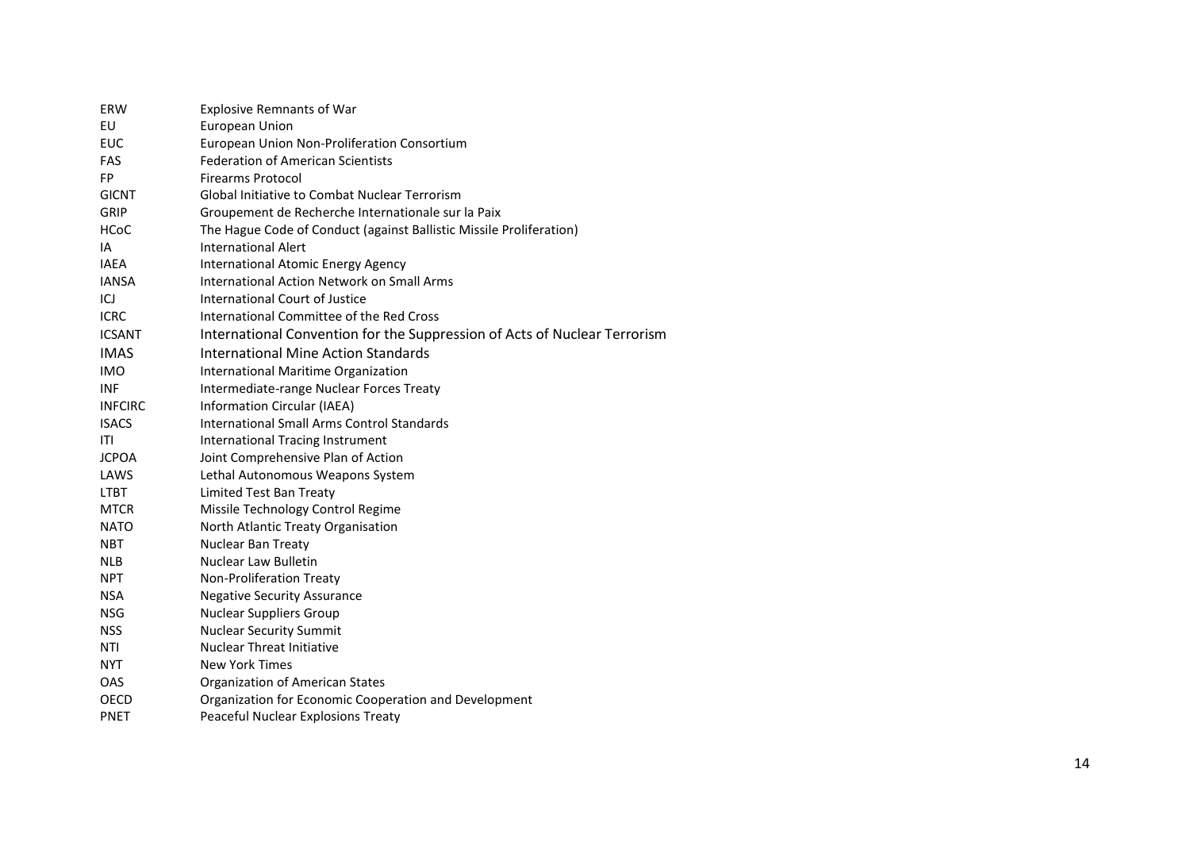| | |
|---|---|
| ERW | Explosive Remnants of War |
| EU | European Union |
| EUC | European Union Non-Proliferation Consortium |
| FAS | Federation of American Scientists |
| FP | Firearms Protocol |
| GICNT | Global Initiative to Combat Nuclear Terrorism |
| GRIP | Groupement de Recherche Internationale sur la Paix |
| HCoC | The Hague Code of Conduct (against Ballistic Missile Proliferation) |
| IA | International Alert |
| IAEA | International Atomic Energy Agency |
| IANSA | International Action Network on Small Arms |
| ICJ | International Court of Justice |
| ICRC | International Committee of the Red Cross |
| ICSANT | International Convention for the Suppression of Acts of Nuclear Terrorism |
| IMAS | International Mine Action Standards |
| IMO | International Maritime Organization |
| INF | Intermediate-range Nuclear Forces Treaty |
| INFCIRC | Information Circular (IAEA) |
| ISACS | International Small Arms Control Standards |
| ITI | International Tracing Instrument |
| JCPOA | Joint Comprehensive Plan of Action |
| LAWS | Lethal Autonomous Weapons System |
| LTBT | Limited Test Ban Treaty |
| MTCR | Missile Technology Control Regime |
| NATO | North Atlantic Treaty Organisation |
| NBT | Nuclear Ban Treaty |
| NLB | Nuclear Law Bulletin |
| NPT | Non-Proliferation Treaty |
| NSA | Negative Security Assurance |
| NSG | Nuclear Suppliers Group |
| NSS | Nuclear Security Summit |
| NTI | Nuclear Threat Initiative |
| NYT | New York Times |
| OAS | Organization of American States |
| OECD | Organization for Economic Cooperation and Development |
| PNET | Peaceful Nuclear Explosions Treaty |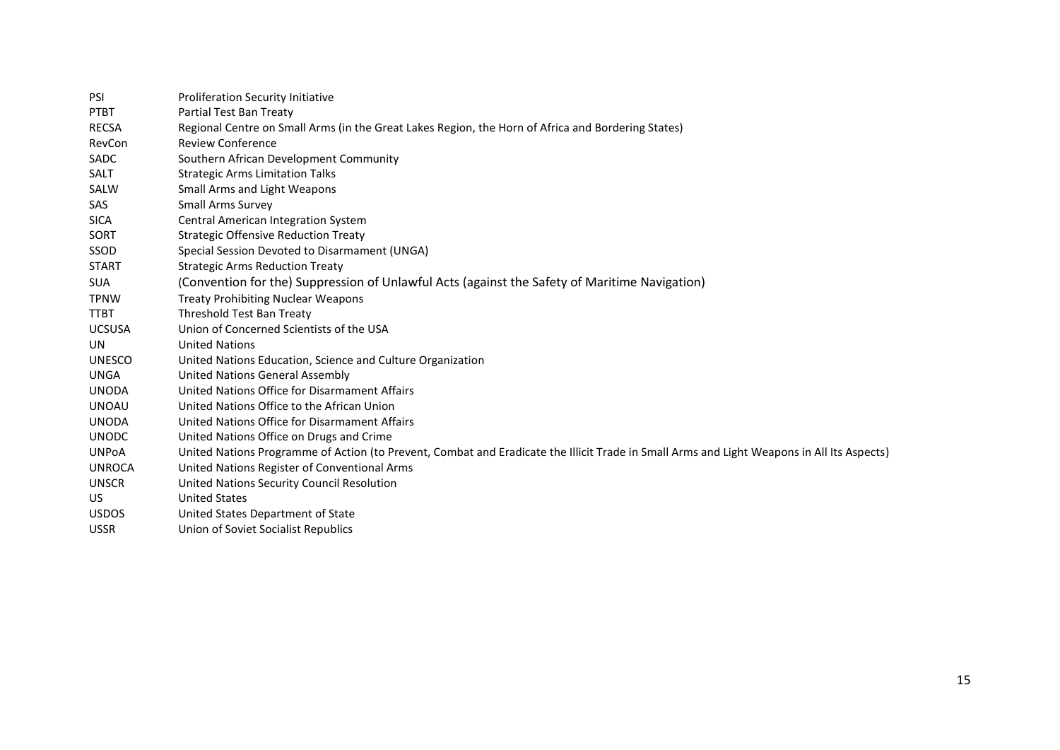| | |
|---|---|
| PSI | Proliferation Security Initiative |
| PTBT | Partial Test Ban Treaty |
| RECSA | Regional Centre on Small Arms (in the Great Lakes Region, the Horn of Africa and Bordering States) |
| RevCon | Review Conference |
| SADC | Southern African Development Community |
| SALT | Strategic Arms Limitation Talks |
| SALW | Small Arms and Light Weapons |
| SAS | Small Arms Survey |
| SICA | Central American Integration System |
| SORT | Strategic Offensive Reduction Treaty |
| SSOD | Special Session Devoted to Disarmament (UNGA) |
| START | Strategic Arms Reduction Treaty |
| SUA | (Convention for the) Suppression of Unlawful Acts (against the Safety of Maritime Navigation) |
| TPNW | Treaty Prohibiting Nuclear Weapons |
| TTBT | Threshold Test Ban Treaty |
| UCSUSA | Union of Concerned Scientists of the USA |
| UN | United Nations |
| UNESCO | United Nations Education, Science and Culture Organization |
| UNGA | United Nations General Assembly |
| UNODA | United Nations Office for Disarmament Affairs |
| UNOAU | United Nations Office to the African Union |
| UNODA | United Nations Office for Disarmament Affairs |
| UNODC | United Nations Office on Drugs and Crime |
| UNPoA | United Nations Programme of Action (to Prevent, Combat and Eradicate the Illicit Trade in Small Arms and Light Weapons in All Its Aspects) |
| UNROCA | United Nations Register of Conventional Arms |
| UNSCR | United Nations Security Council Resolution |
| US | United States |
| USDOS | United States Department of State |
| USSR | Union of Soviet Socialist Republics |